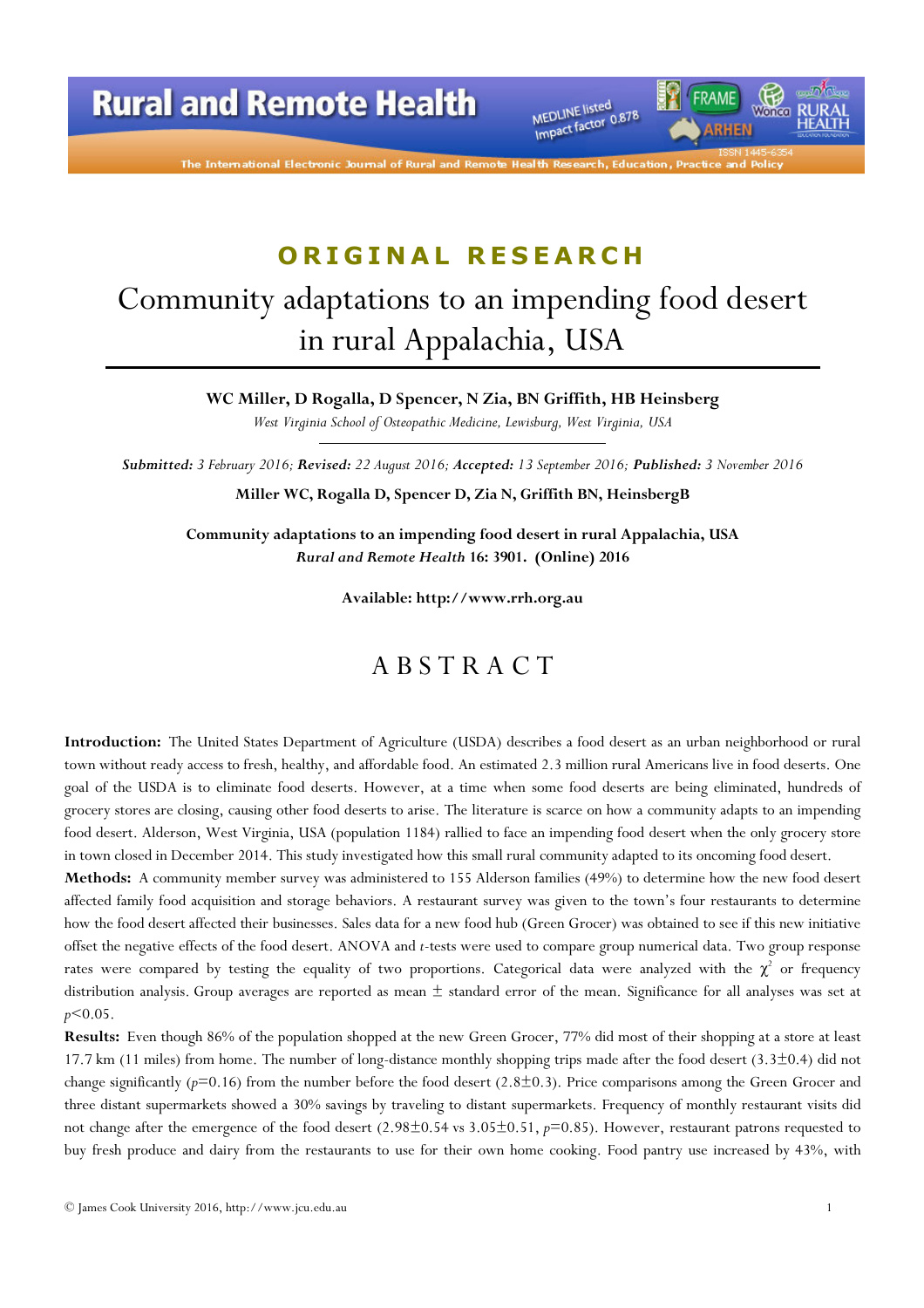ORIGINAL RESEARCH

# Community adaptations to an impending food desert in rural Appalachia, USA

**WC Miller, D Rogalla, D Spencer, N Zia, BN Griffith, HB Heinsberg**

*West Virginia School of Osteopathic Medicine, Lewisburg, West Virginia, USA*

***Submitted:*** *3 February 2016;* ***Revised:*** *22 August 2016;* ***Accepted:*** *13 September 2016;* ***Published:*** *3 November 2016*

**Miller WC, Rogalla D, Spencer D, Zia N, Griffith BN, HeinsbergB**

**Community adaptations to an impending food desert in rural Appalachia, USA**
***Rural and Remote Health*** **16: 3901. (Online) 2016**

**Available: http://www.rrh.org.au**

## ABSTRACT

**Introduction:** The United States Department of Agriculture (USDA) describes a food desert as an urban neighborhood or rural town without ready access to fresh, healthy, and affordable food. An estimated 2.3 million rural Americans live in food deserts. One goal of the USDA is to eliminate food deserts. However, at a time when some food deserts are being eliminated, hundreds of grocery stores are closing, causing other food deserts to arise. The literature is scarce on how a community adapts to an impending food desert. Alderson, West Virginia, USA (population 1184) rallied to face an impending food desert when the only grocery store in town closed in December 2014. This study investigated how this small rural community adapted to its oncoming food desert.

**Methods:** A community member survey was administered to 155 Alderson families (49%) to determine how the new food desert affected family food acquisition and storage behaviors. A restaurant survey was given to the town's four restaurants to determine how the food desert affected their businesses. Sales data for a new food hub (Green Grocer) was obtained to see if this new initiative offset the negative effects of the food desert. ANOVA and *t*-tests were used to compare group numerical data. Two group response rates were compared by testing the equality of two proportions. Categorical data were analyzed with the $\chi^2$ or frequency distribution analysis. Group averages are reported as mean ± standard error of the mean. Significance for all analyses was set at $p<0.05$.

**Results:** Even though 86% of the population shopped at the new Green Grocer, 77% did most of their shopping at a store at least 17.7 km (11 miles) from home. The number of long-distance monthly shopping trips made after the food desert (3.3±0.4) did not change significantly ($p=0.16$) from the number before the food desert (2.8±0.3). Price comparisons among the Green Grocer and three distant supermarkets showed a 30% savings by traveling to distant supermarkets. Frequency of monthly restaurant visits did not change after the emergence of the food desert (2.98±0.54 vs 3.05±0.51, $p=0.85$). However, restaurant patrons requested to buy fresh produce and dairy from the restaurants to use for their own home cooking. Food pantry use increased by 43%, with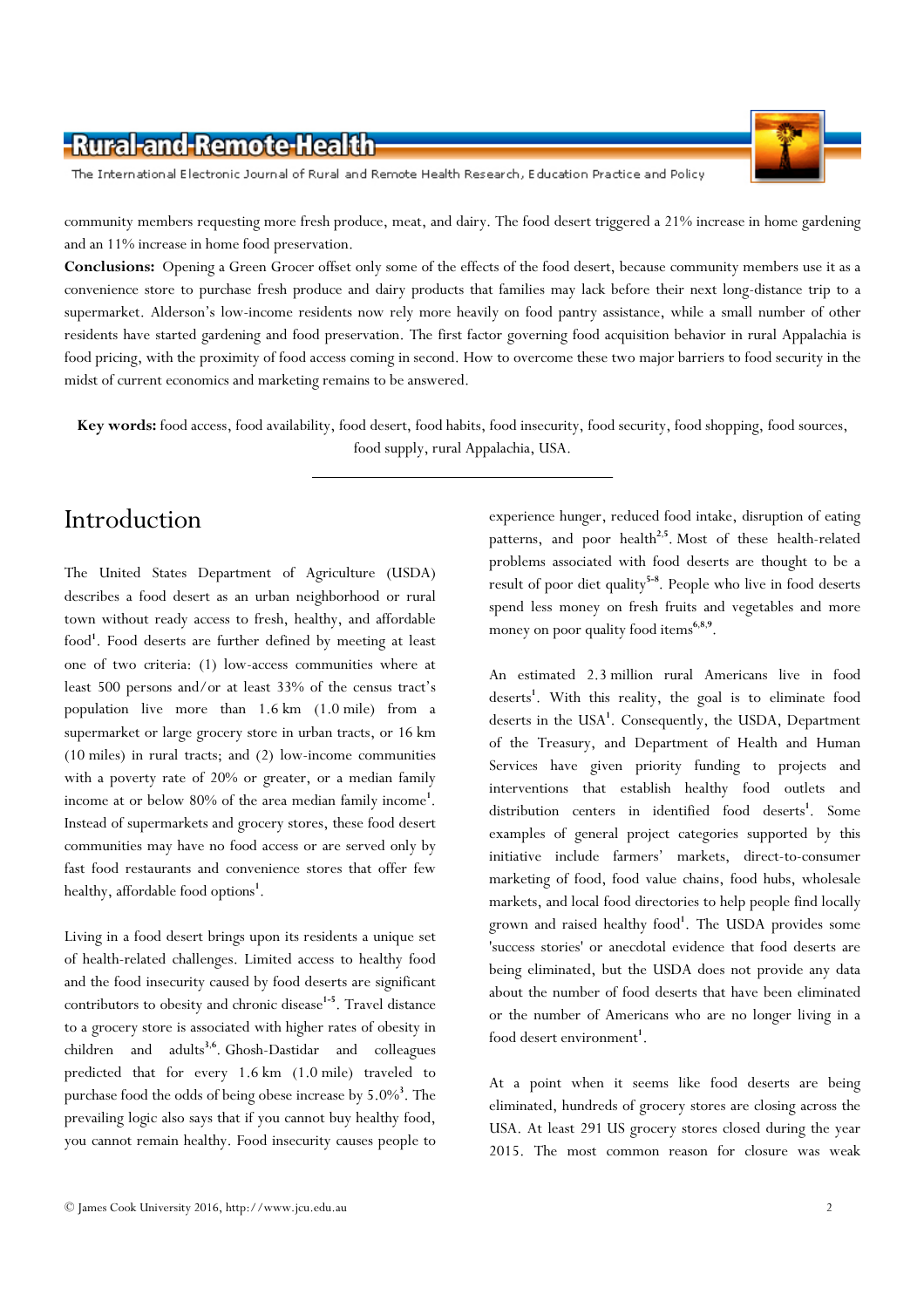community members requesting more fresh produce, meat, and dairy. The food desert triggered a 21% increase in home gardening and an 11% increase in home food preservation.

**Conclusions:** Opening a Green Grocer offset only some of the effects of the food desert, because community members use it as a convenience store to purchase fresh produce and dairy products that families may lack before their next long-distance trip to a supermarket. Alderson's low-income residents now rely more heavily on food pantry assistance, while a small number of other residents have started gardening and food preservation. The first factor governing food acquisition behavior in rural Appalachia is food pricing, with the proximity of food access coming in second. How to overcome these two major barriers to food security in the midst of current economics and marketing remains to be answered.

**Key words:** food access, food availability, food desert, food habits, food insecurity, food security, food shopping, food sources, food supply, rural Appalachia, USA.

# Introduction

The United States Department of Agriculture (USDA) describes a food desert as an urban neighborhood or rural town without ready access to fresh, healthy, and affordable food[1]. Food deserts are further defined by meeting at least one of two criteria: (1) low-access communities where at least 500 persons and/or at least 33% of the census tract's population live more than 1.6 km (1.0 mile) from a supermarket or large grocery store in urban tracts, or 16 km (10 miles) in rural tracts; and (2) low-income communities with a poverty rate of 20% or greater, or a median family income at or below 80% of the area median family income[1]. Instead of supermarkets and grocery stores, these food desert communities may have no food access or are served only by fast food restaurants and convenience stores that offer few healthy, affordable food options[1].

Living in a food desert brings upon its residents a unique set of health-related challenges. Limited access to healthy food and the food insecurity caused by food deserts are significant contributors to obesity and chronic disease[1-5]. Travel distance to a grocery store is associated with higher rates of obesity in children and adults[3,6]. Ghosh-Dastidar and colleagues predicted that for every 1.6 km (1.0 mile) traveled to purchase food the odds of being obese increase by 5.0%[3]. The prevailing logic also says that if you cannot buy healthy food, you cannot remain healthy. Food insecurity causes people to experience hunger, reduced food intake, disruption of eating patterns, and poor health[2,5]. Most of these health-related problems associated with food deserts are thought to be a result of poor diet quality[5-8]. People who live in food deserts spend less money on fresh fruits and vegetables and more money on poor quality food items[6,8,9].

An estimated 2.3 million rural Americans live in food deserts[1]. With this reality, the goal is to eliminate food deserts in the USA[1]. Consequently, the USDA, Department of the Treasury, and Department of Health and Human Services have given priority funding to projects and interventions that establish healthy food outlets and distribution centers in identified food deserts[1]. Some examples of general project categories supported by this initiative include farmers' markets, direct-to-consumer marketing of food, food value chains, food hubs, wholesale markets, and local food directories to help people find locally grown and raised healthy food[1]. The USDA provides some 'success stories' or anecdotal evidence that food deserts are being eliminated, but the USDA does not provide any data about the number of food deserts that have been eliminated or the number of Americans who are no longer living in a food desert environment[1].

At a point when it seems like food deserts are being eliminated, hundreds of grocery stores are closing across the USA. At least 291 US grocery stores closed during the year 2015. The most common reason for closure was weak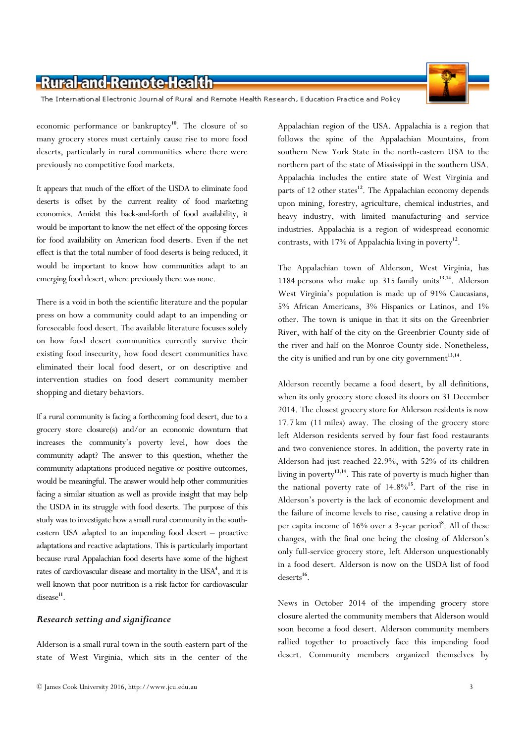economic performance or bankruptcy[10]. The closure of so many grocery stores must certainly cause rise to more food deserts, particularly in rural communities where there were previously no competitive food markets.

It appears that much of the effort of the USDA to eliminate food deserts is offset by the current reality of food marketing economics. Amidst this back-and-forth of food availability, it would be important to know the net effect of the opposing forces for food availability on American food deserts. Even if the net effect is that the total number of food deserts is being reduced, it would be important to know how communities adapt to an emerging food desert, where previously there was none.

There is a void in both the scientific literature and the popular press on how a community could adapt to an impending or foreseeable food desert. The available literature focuses solely on how food desert communities currently survive their existing food insecurity, how food desert communities have eliminated their local food desert, or on descriptive and intervention studies on food desert community member shopping and dietary behaviors.

If a rural community is facing a forthcoming food desert, due to a grocery store closure(s) and/or an economic downturn that increases the community's poverty level, how does the community adapt? The answer to this question, whether the community adaptations produced negative or positive outcomes, would be meaningful. The answer would help other communities facing a similar situation as well as provide insight that may help the USDA in its struggle with food deserts. The purpose of this study was to investigate how a small rural community in the south-eastern USA adapted to an impending food desert – proactive adaptations and reactive adaptations. This is particularly important because rural Appalachian food deserts have some of the highest rates of cardiovascular disease and mortality in the USA[4], and it is well known that poor nutrition is a risk factor for cardiovascular disease[11].

### *Research setting and significance*

Alderson is a small rural town in the south-eastern part of the state of West Virginia, which sits in the center of the Appalachian region of the USA. Appalachia is a region that follows the spine of the Appalachian Mountains, from southern New York State in the north-eastern USA to the northern part of the state of Mississippi in the southern USA. Appalachia includes the entire state of West Virginia and parts of 12 other states[12]. The Appalachian economy depends upon mining, forestry, agriculture, chemical industries, and heavy industry, with limited manufacturing and service industries. Appalachia is a region of widespread economic contrasts, with 17% of Appalachia living in poverty[12].

The Appalachian town of Alderson, West Virginia, has 1184 persons who make up 315 family units[13,14]. Alderson West Virginia's population is made up of 91% Caucasians, 5% African Americans, 3% Hispanics or Latinos, and 1% other. The town is unique in that it sits on the Greenbrier River, with half of the city on the Greenbrier County side of the river and half on the Monroe County side. Nonetheless, the city is unified and run by one city government[13,14].

Alderson recently became a food desert, by all definitions, when its only grocery store closed its doors on 31 December 2014. The closest grocery store for Alderson residents is now 17.7 km (11 miles) away. The closing of the grocery store left Alderson residents served by four fast food restaurants and two convenience stores. In addition, the poverty rate in Alderson had just reached 22.9%, with 52% of its children living in poverty[13,14]. This rate of poverty is much higher than the national poverty rate of 14.8%[15]. Part of the rise in Alderson's poverty is the lack of economic development and the failure of income levels to rise, causing a relative drop in per capita income of 16% over a 3-year period[8]. All of these changes, with the final one being the closing of Alderson's only full-service grocery store, left Alderson unquestionably in a food desert. Alderson is now on the USDA list of food deserts[16].

News in October 2014 of the impending grocery store closure alerted the community members that Alderson would soon become a food desert. Alderson community members rallied together to proactively face this impending food desert. Community members organized themselves by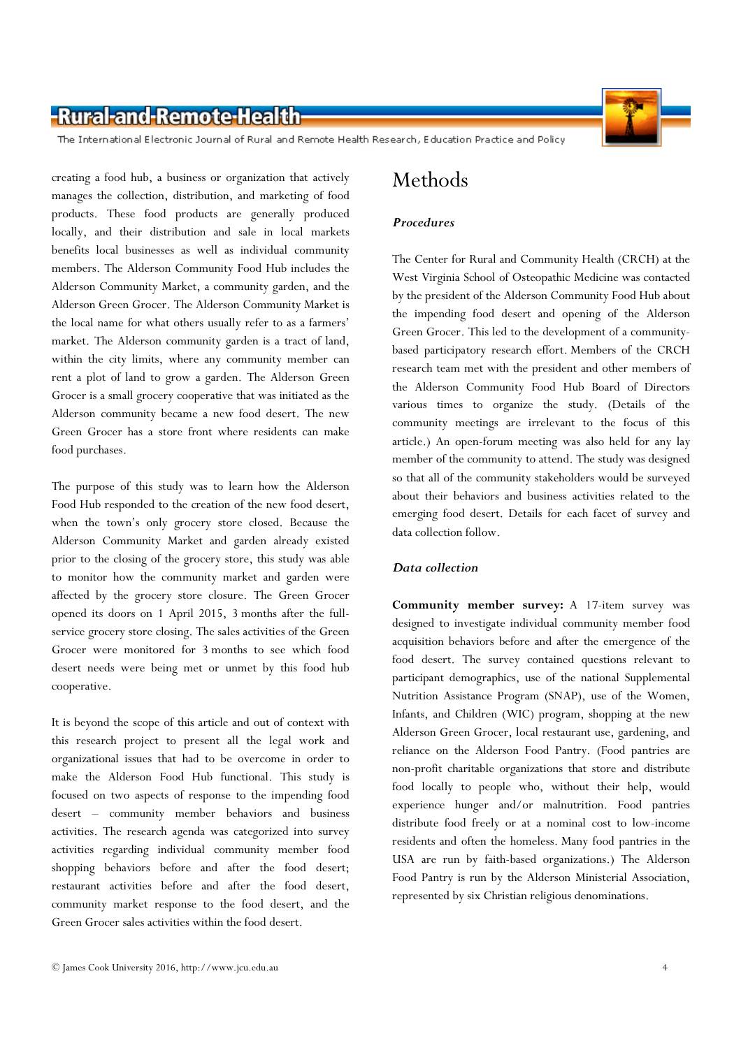creating a food hub, a business or organization that actively manages the collection, distribution, and marketing of food products. These food products are generally produced locally, and their distribution and sale in local markets benefits local businesses as well as individual community members. The Alderson Community Food Hub includes the Alderson Community Market, a community garden, and the Alderson Green Grocer. The Alderson Community Market is the local name for what others usually refer to as a farmers' market. The Alderson community garden is a tract of land, within the city limits, where any community member can rent a plot of land to grow a garden. The Alderson Green Grocer is a small grocery cooperative that was initiated as the Alderson community became a new food desert. The new Green Grocer has a store front where residents can make food purchases.

The purpose of this study was to learn how the Alderson Food Hub responded to the creation of the new food desert, when the town's only grocery store closed. Because the Alderson Community Market and garden already existed prior to the closing of the grocery store, this study was able to monitor how the community market and garden were affected by the grocery store closure. The Green Grocer opened its doors on 1 April 2015, 3 months after the full-service grocery store closing. The sales activities of the Green Grocer were monitored for 3 months to see which food desert needs were being met or unmet by this food hub cooperative.

It is beyond the scope of this article and out of context with this research project to present all the legal work and organizational issues that had to be overcome in order to make the Alderson Food Hub functional. This study is focused on two aspects of response to the impending food desert – community member behaviors and business activities. The research agenda was categorized into survey activities regarding individual community member food shopping behaviors before and after the food desert; restaurant activities before and after the food desert, community market response to the food desert, and the Green Grocer sales activities within the food desert.

# Methods

### *Procedures*

The Center for Rural and Community Health (CRCH) at the West Virginia School of Osteopathic Medicine was contacted by the president of the Alderson Community Food Hub about the impending food desert and opening of the Alderson Green Grocer. This led to the development of a community-based participatory research effort. Members of the CRCH research team met with the president and other members of the Alderson Community Food Hub Board of Directors various times to organize the study. (Details of the community meetings are irrelevant to the focus of this article.) An open-forum meeting was also held for any lay member of the community to attend. The study was designed so that all of the community stakeholders would be surveyed about their behaviors and business activities related to the emerging food desert. Details for each facet of survey and data collection follow.

### *Data collection*

**Community member survey:** A 17-item survey was designed to investigate individual community member food acquisition behaviors before and after the emergence of the food desert. The survey contained questions relevant to participant demographics, use of the national Supplemental Nutrition Assistance Program (SNAP), use of the Women, Infants, and Children (WIC) program, shopping at the new Alderson Green Grocer, local restaurant use, gardening, and reliance on the Alderson Food Pantry. (Food pantries are non-profit charitable organizations that store and distribute food locally to people who, without their help, would experience hunger and/or malnutrition. Food pantries distribute food freely or at a nominal cost to low-income residents and often the homeless. Many food pantries in the USA are run by faith-based organizations.) The Alderson Food Pantry is run by the Alderson Ministerial Association, represented by six Christian religious denominations.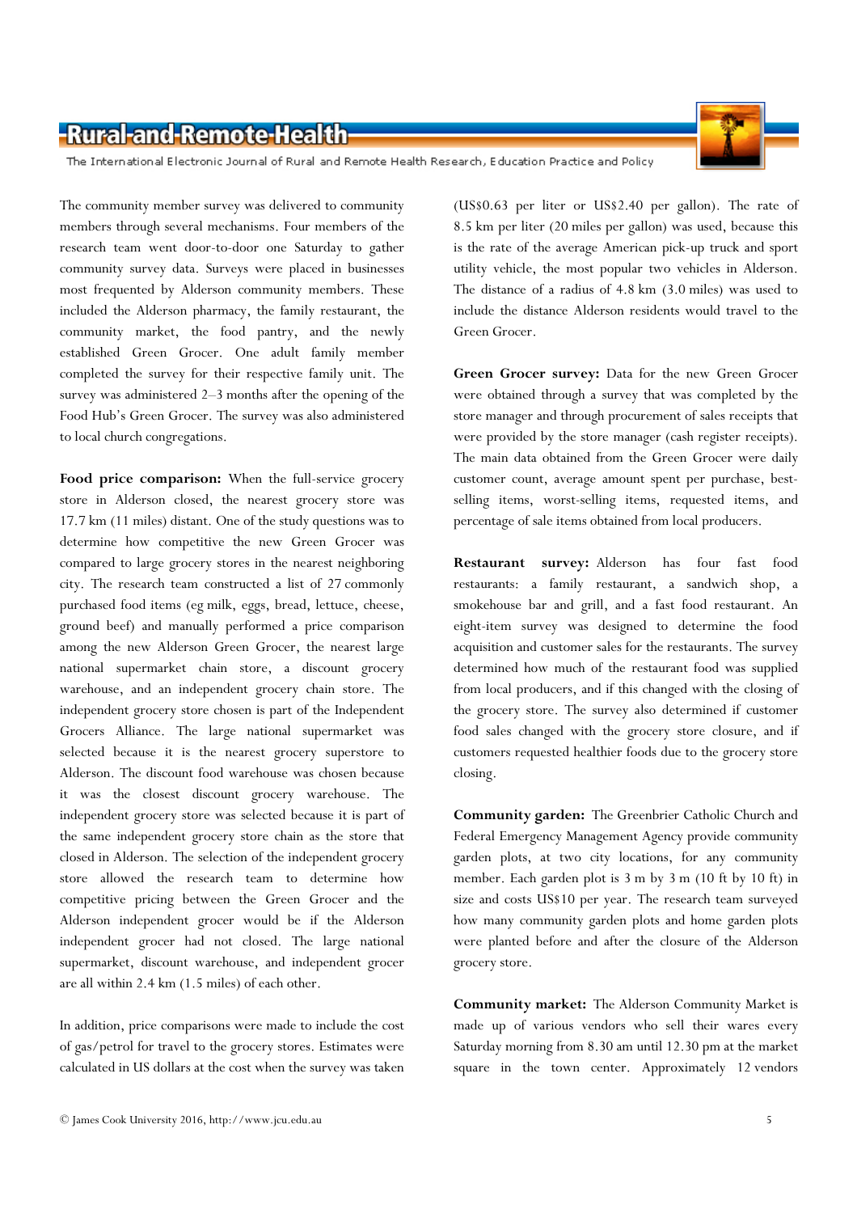The community member survey was delivered to community members through several mechanisms. Four members of the research team went door-to-door one Saturday to gather community survey data. Surveys were placed in businesses most frequented by Alderson community members. These included the Alderson pharmacy, the family restaurant, the community market, the food pantry, and the newly established Green Grocer. One adult family member completed the survey for their respective family unit. The survey was administered 2–3 months after the opening of the Food Hub's Green Grocer. The survey was also administered to local church congregations.

**Food price comparison:** When the full-service grocery store in Alderson closed, the nearest grocery store was 17.7 km (11 miles) distant. One of the study questions was to determine how competitive the new Green Grocer was compared to large grocery stores in the nearest neighboring city. The research team constructed a list of 27 commonly purchased food items (eg milk, eggs, bread, lettuce, cheese, ground beef) and manually performed a price comparison among the new Alderson Green Grocer, the nearest large national supermarket chain store, a discount grocery warehouse, and an independent grocery chain store. The independent grocery store chosen is part of the Independent Grocers Alliance. The large national supermarket was selected because it is the nearest grocery superstore to Alderson. The discount food warehouse was chosen because it was the closest discount grocery warehouse. The independent grocery store was selected because it is part of the same independent grocery store chain as the store that closed in Alderson. The selection of the independent grocery store allowed the research team to determine how competitive pricing between the Green Grocer and the Alderson independent grocer would be if the Alderson independent grocer had not closed. The large national supermarket, discount warehouse, and independent grocer are all within 2.4 km (1.5 miles) of each other.

In addition, price comparisons were made to include the cost of gas/petrol for travel to the grocery stores. Estimates were calculated in US dollars at the cost when the survey was taken (US$0.63 per liter or US$2.40 per gallon). The rate of 8.5 km per liter (20 miles per gallon) was used, because this is the rate of the average American pick-up truck and sport utility vehicle, the most popular two vehicles in Alderson. The distance of a radius of 4.8 km (3.0 miles) was used to include the distance Alderson residents would travel to the Green Grocer.

**Green Grocer survey:** Data for the new Green Grocer were obtained through a survey that was completed by the store manager and through procurement of sales receipts that were provided by the store manager (cash register receipts). The main data obtained from the Green Grocer were daily customer count, average amount spent per purchase, best-selling items, worst-selling items, requested items, and percentage of sale items obtained from local producers.

**Restaurant survey:** Alderson has four fast food restaurants: a family restaurant, a sandwich shop, a smokehouse bar and grill, and a fast food restaurant. An eight-item survey was designed to determine the food acquisition and customer sales for the restaurants. The survey determined how much of the restaurant food was supplied from local producers, and if this changed with the closing of the grocery store. The survey also determined if customer food sales changed with the grocery store closure, and if customers requested healthier foods due to the grocery store closing.

**Community garden:** The Greenbrier Catholic Church and Federal Emergency Management Agency provide community garden plots, at two city locations, for any community member. Each garden plot is 3 m by 3 m (10 ft by 10 ft) in size and costs US$10 per year. The research team surveyed how many community garden plots and home garden plots were planted before and after the closure of the Alderson grocery store.

**Community market:** The Alderson Community Market is made up of various vendors who sell their wares every Saturday morning from 8.30 am until 12.30 pm at the market square in the town center. Approximately 12 vendors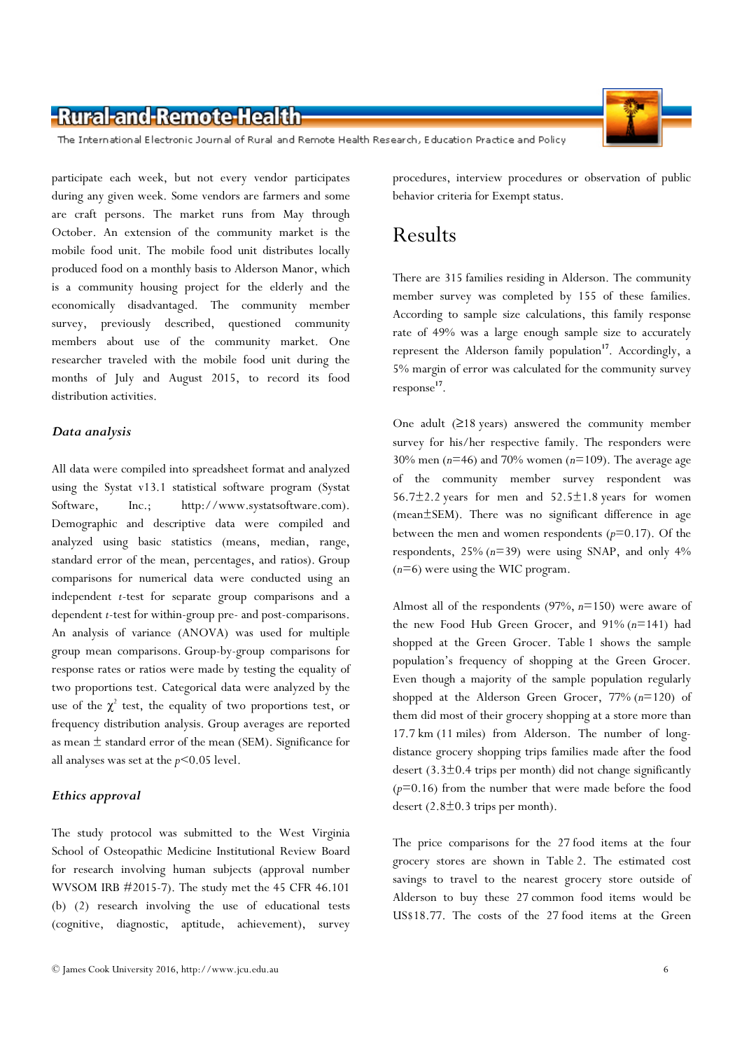participate each week, but not every vendor participates during any given week. Some vendors are farmers and some are craft persons. The market runs from May through October. An extension of the community market is the mobile food unit. The mobile food unit distributes locally produced food on a monthly basis to Alderson Manor, which is a community housing project for the elderly and the economically disadvantaged. The community member survey, previously described, questioned community members about use of the community market. One researcher traveled with the mobile food unit during the months of July and August 2015, to record its food distribution activities.

### *Data analysis*

All data were compiled into spreadsheet format and analyzed using the Systat v13.1 statistical software program (Systat Software, Inc.; http://www.systatsoftware.com). Demographic and descriptive data were compiled and analyzed using basic statistics (means, median, range, standard error of the mean, percentages, and ratios). Group comparisons for numerical data were conducted using an independent *t*-test for separate group comparisons and a dependent *t*-test for within-group pre- and post-comparisons. An analysis of variance (ANOVA) was used for multiple group mean comparisons. Group-by-group comparisons for response rates or ratios were made by testing the equality of two proportions test. Categorical data were analyzed by the use of the $\chi^2$ test, the equality of two proportions test, or frequency distribution analysis. Group averages are reported as mean ± standard error of the mean (SEM). Significance for all analyses was set at the $p<0.05$ level.

### *Ethics approval*

The study protocol was submitted to the West Virginia School of Osteopathic Medicine Institutional Review Board for research involving human subjects (approval number WVSOM IRB #2015-7). The study met the 45 CFR 46.101 (b) (2) research involving the use of educational tests (cognitive, diagnostic, aptitude, achievement), survey procedures, interview procedures or observation of public behavior criteria for Exempt status.

## Results

There are 315 families residing in Alderson. The community member survey was completed by 155 of these families. According to sample size calculations, this family response rate of 49% was a large enough sample size to accurately represent the Alderson family population[17]. Accordingly, a 5% margin of error was calculated for the community survey response[17].

One adult (≥18 years) answered the community member survey for his/her respective family. The responders were 30% men ($n$=46) and 70% women ($n$=109). The average age of the community member survey respondent was 56.7±2.2 years for men and 52.5±1.8 years for women (mean±SEM). There was no significant difference in age between the men and women respondents ($p$=0.17). Of the respondents, 25% ($n$=39) were using SNAP, and only 4% ($n$=6) were using the WIC program.

Almost all of the respondents (97%, $n$=150) were aware of the new Food Hub Green Grocer, and 91% ($n$=141) had shopped at the Green Grocer. Table 1 shows the sample population's frequency of shopping at the Green Grocer. Even though a majority of the sample population regularly shopped at the Alderson Green Grocer, 77% ($n$=120) of them did most of their grocery shopping at a store more than 17.7 km (11 miles) from Alderson. The number of long-distance grocery shopping trips families made after the food desert (3.3±0.4 trips per month) did not change significantly ($p$=0.16) from the number that were made before the food desert (2.8±0.3 trips per month).

The price comparisons for the 27 food items at the four grocery stores are shown in Table 2. The estimated cost savings to travel to the nearest grocery store outside of Alderson to buy these 27 common food items would be US$18.77. The costs of the 27 food items at the Green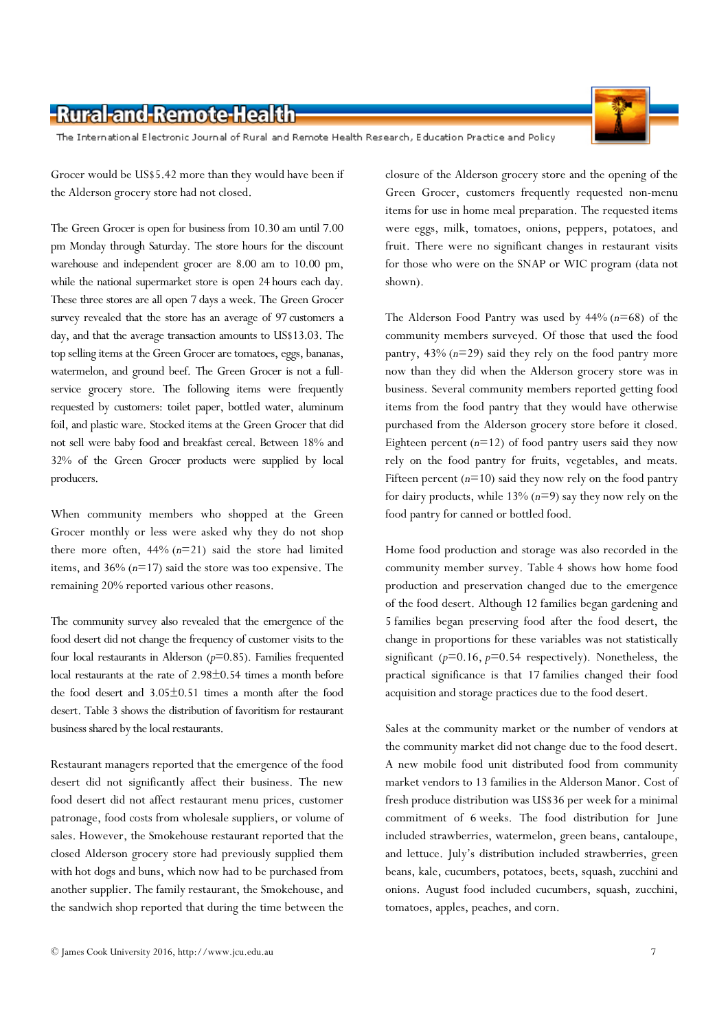Grocer would be US$5.42 more than they would have been if the Alderson grocery store had not closed.

The Green Grocer is open for business from 10.30 am until 7.00 pm Monday through Saturday. The store hours for the discount warehouse and independent grocer are 8.00 am to 10.00 pm, while the national supermarket store is open 24 hours each day. These three stores are all open 7 days a week. The Green Grocer survey revealed that the store has an average of 97 customers a day, and that the average transaction amounts to US$13.03. The top selling items at the Green Grocer are tomatoes, eggs, bananas, watermelon, and ground beef. The Green Grocer is not a full-service grocery store. The following items were frequently requested by customers: toilet paper, bottled water, aluminum foil, and plastic ware. Stocked items at the Green Grocer that did not sell were baby food and breakfast cereal. Between 18% and 32% of the Green Grocer products were supplied by local producers.

When community members who shopped at the Green Grocer monthly or less were asked why they do not shop there more often, 44% (*n*=21) said the store had limited items, and 36% (*n*=17) said the store was too expensive. The remaining 20% reported various other reasons.

The community survey also revealed that the emergence of the food desert did not change the frequency of customer visits to the four local restaurants in Alderson ($p$=0.85). Families frequented local restaurants at the rate of 2.98±0.54 times a month before the food desert and 3.05±0.51 times a month after the food desert. Table 3 shows the distribution of favoritism for restaurant business shared by the local restaurants.

Restaurant managers reported that the emergence of the food desert did not significantly affect their business. The new food desert did not affect restaurant menu prices, customer patronage, food costs from wholesale suppliers, or volume of sales. However, the Smokehouse restaurant reported that the closed Alderson grocery store had previously supplied them with hot dogs and buns, which now had to be purchased from another supplier. The family restaurant, the Smokehouse, and the sandwich shop reported that during the time between the closure of the Alderson grocery store and the opening of the Green Grocer, customers frequently requested non-menu items for use in home meal preparation. The requested items were eggs, milk, tomatoes, onions, peppers, potatoes, and fruit. There were no significant changes in restaurant visits for those who were on the SNAP or WIC program (data not shown).

The Alderson Food Pantry was used by 44% (*n*=68) of the community members surveyed. Of those that used the food pantry, 43% (*n*=29) said they rely on the food pantry more now than they did when the Alderson grocery store was in business. Several community members reported getting food items from the food pantry that they would have otherwise purchased from the Alderson grocery store before it closed. Eighteen percent (*n*=12) of food pantry users said they now rely on the food pantry for fruits, vegetables, and meats. Fifteen percent (*n*=10) said they now rely on the food pantry for dairy products, while 13% (*n*=9) say they now rely on the food pantry for canned or bottled food.

Home food production and storage was also recorded in the community member survey. Table 4 shows how home food production and preservation changed due to the emergence of the food desert. Although 12 families began gardening and 5 families began preserving food after the food desert, the change in proportions for these variables was not statistically significant ($p$=0.16, $p$=0.54 respectively). Nonetheless, the practical significance is that 17 families changed their food acquisition and storage practices due to the food desert.

Sales at the community market or the number of vendors at the community market did not change due to the food desert. A new mobile food unit distributed food from community market vendors to 13 families in the Alderson Manor. Cost of fresh produce distribution was US$36 per week for a minimal commitment of 6 weeks. The food distribution for June included strawberries, watermelon, green beans, cantaloupe, and lettuce. July's distribution included strawberries, green beans, kale, cucumbers, potatoes, beets, squash, zucchini and onions. August food included cucumbers, squash, zucchini, tomatoes, apples, peaches, and corn.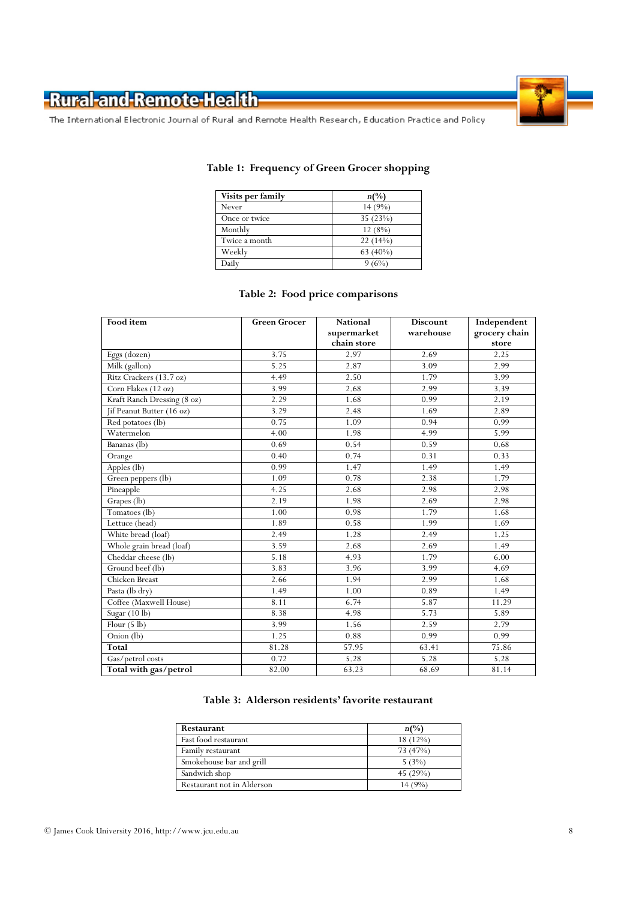**Table 1: Frequency of Green Grocer shopping**

| Visits per family | *n*(%) |
| --- | --- |
| Never | 14 (9%) |
| Once or twice | 35 (23%) |
| Monthly | 12 (8%) |
| Twice a month | 22 (14%) |
| Weekly | 63 (40%) |
| Daily | 9 (6%) |

**Table 2: Food price comparisons**

| Food item | Green Grocer | National supermarket chain store | Discount warehouse | Independent grocery chain store |
| --- | --- | --- | --- | --- |
| Eggs (dozen) | 3.75 | 2.97 | 2.69 | 2.25 |
| Milk (gallon) | 5.25 | 2.87 | 3.09 | 2.99 |
| Ritz Crackers (13.7 oz) | 4.49 | 2.50 | 1.79 | 3.99 |
| Corn Flakes (12 oz) | 3.99 | 2.68 | 2.99 | 3.39 |
| Kraft Ranch Dressing (8 oz) | 2.29 | 1.68 | 0.99 | 2.19 |
| Jif Peanut Butter (16 oz) | 3.29 | 2.48 | 1.69 | 2.89 |
| Red potatoes (lb) | 0.75 | 1.09 | 0.94 | 0.99 |
| Watermelon | 4.00 | 1.98 | 4.99 | 5.99 |
| Bananas (lb) | 0.69 | 0.54 | 0.59 | 0.68 |
| Orange | 0.40 | 0.74 | 0.31 | 0.33 |
| Apples (lb) | 0.99 | 1.47 | 1.49 | 1.49 |
| Green peppers (lb) | 1.09 | 0.78 | 2.38 | 1.79 |
| Pineapple | 4.25 | 2.68 | 2.98 | 2.98 |
| Grapes (lb) | 2.19 | 1.98 | 2.69 | 2.98 |
| Tomatoes (lb) | 1.00 | 0.98 | 1.79 | 1.68 |
| Lettuce (head) | 1.89 | 0.58 | 1.99 | 1.69 |
| White bread (loaf) | 2.49 | 1.28 | 2.49 | 1.25 |
| Whole grain bread (loaf) | 3.59 | 2.68 | 2.69 | 1.49 |
| Cheddar cheese (lb) | 5.18 | 4.93 | 1.79 | 6.00 |
| Ground beef (lb) | 3.83 | 3.96 | 3.99 | 4.69 |
| Chicken Breast | 2.66 | 1.94 | 2.99 | 1.68 |
| Pasta (lb dry) | 1.49 | 1.00 | 0.89 | 1.49 |
| Coffee (Maxwell House) | 8.11 | 6.74 | 5.87 | 11.29 |
| Sugar (10 lb) | 8.38 | 4.98 | 5.73 | 5.89 |
| Flour (5 lb) | 3.99 | 1.56 | 2.59 | 2.79 |
| Onion (lb) | 1.25 | 0.88 | 0.99 | 0.99 |
| **Total** | 81.28 | 57.95 | 63.41 | 75.86 |
| Gas/petrol costs | 0.72 | 5.28 | 5.28 | 5.28 |
| **Total with gas/petrol** | 82.00 | 63.23 | 68.69 | 81.14 |

**Table 3: Alderson residents' favorite restaurant**

| Restaurant | *n*(%) |
| --- | --- |
| Fast food restaurant | 18 (12%) |
| Family restaurant | 73 (47%) |
| Smokehouse bar and grill | 5 (3%) |
| Sandwich shop | 45 (29%) |
| Restaurant not in Alderson | 14 (9%) |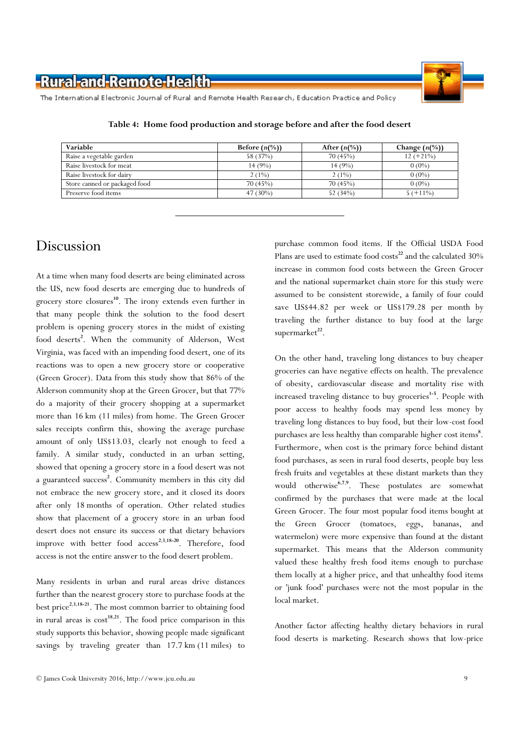**Table 4: Home food production and storage before and after the food desert**

| Variable | Before (*n*(%)) | After (*n*(%)) | Change (*n*(%)) |
|---|---|---|---|
| Raise a vegetable garden | 58 (37%) | 70 (45%) | 12 (+21%) |
| Raise livestock for meat | 14 (9%) | 14 (9%) | 0 (0%) |
| Raise livestock for dairy | 2 (1%) | 2 (1%) | 0 (0%) |
| Store canned or packaged food | 70 (45%) | 70 (45%) | 0 (0%) |
| Preserve food items | 47 (30%) | 52 (34%) | 5 (+11%) |

# Discussion

At a time when many food deserts are being eliminated across the US, new food deserts are emerging due to hundreds of grocery store closures[10]. The irony extends even further in that many people think the solution to the food desert problem is opening grocery stores in the midst of existing food deserts[2]. When the community of Alderson, West Virginia, was faced with an impending food desert, one of its reactions was to open a new grocery store or cooperative (Green Grocer). Data from this study show that 86% of the Alderson community shop at the Green Grocer, but that 77% do a majority of their grocery shopping at a supermarket more than 16 km (11 miles) from home. The Green Grocer sales receipts confirm this, showing the average purchase amount of only US$13.03, clearly not enough to feed a family. A similar study, conducted in an urban setting, showed that opening a grocery store in a food desert was not a guaranteed success[2]. Community members in this city did not embrace the new grocery store, and it closed its doors after only 18 months of operation. Other related studies show that placement of a grocery store in an urban food desert does not ensure its success or that dietary behaviors improve with better food access[2,3,18-20]. Therefore, food access is not the entire answer to the food desert problem.

Many residents in urban and rural areas drive distances further than the nearest grocery store to purchase foods at the best price[2,3,18-21]. The most common barrier to obtaining food in rural areas is cost[18,21]. The food price comparison in this study supports this behavior, showing people made significant savings by traveling greater than 17.7 km (11 miles) to purchase common food items. If the Official USDA Food Plans are used to estimate food costs[22] and the calculated 30% increase in common food costs between the Green Grocer and the national supermarket chain store for this study were assumed to be consistent storewide, a family of four could save US$44.82 per week or US$179.28 per month by traveling the further distance to buy food at the large supermarket[22].

On the other hand, traveling long distances to buy cheaper groceries can have negative effects on health. The prevalence of obesity, cardiovascular disease and mortality rise with increased traveling distance to buy groceries[1-5]. People with poor access to healthy foods may spend less money by traveling long distances to buy food, but their low-cost food purchases are less healthy than comparable higher cost items[8]. Furthermore, when cost is the primary force behind distant food purchases, as seen in rural food deserts, people buy less fresh fruits and vegetables at these distant markets than they would otherwise[6,7,9]. These postulates are somewhat confirmed by the purchases that were made at the local Green Grocer. The four most popular food items bought at the Green Grocer (tomatoes, eggs, bananas, and watermelon) were more expensive than found at the distant supermarket. This means that the Alderson community valued these healthy fresh food items enough to purchase them locally at a higher price, and that unhealthy food items or 'junk food' purchases were not the most popular in the local market.

Another factor affecting healthy dietary behaviors in rural food deserts is marketing. Research shows that low-price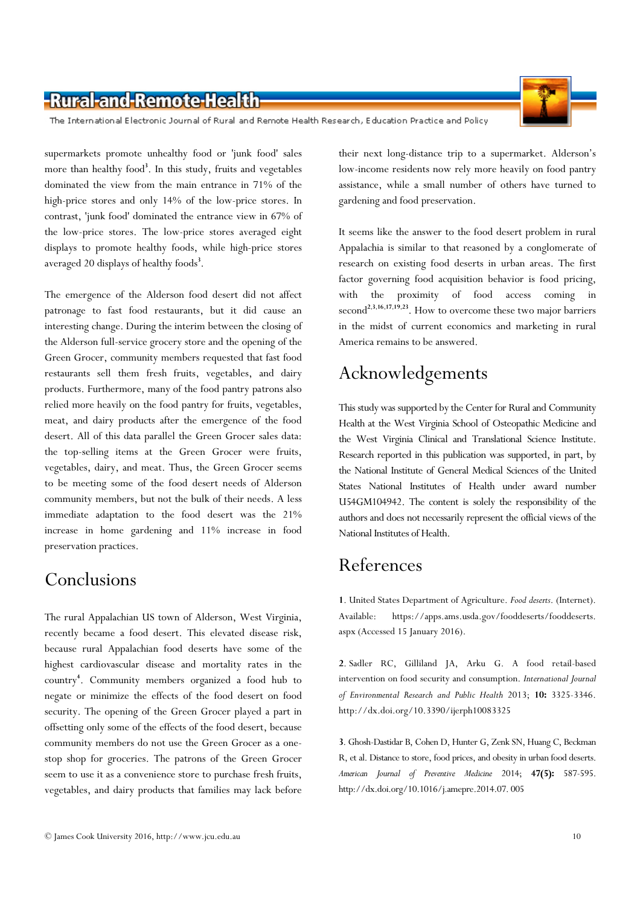supermarkets promote unhealthy food or 'junk food' sales more than healthy food[3]. In this study, fruits and vegetables dominated the view from the main entrance in 71% of the high-price stores and only 14% of the low-price stores. In contrast, 'junk food' dominated the entrance view in 67% of the low-price stores. The low-price stores averaged eight displays to promote healthy foods, while high-price stores averaged 20 displays of healthy foods[3].

The emergence of the Alderson food desert did not affect patronage to fast food restaurants, but it did cause an interesting change. During the interim between the closing of the Alderson full-service grocery store and the opening of the Green Grocer, community members requested that fast food restaurants sell them fresh fruits, vegetables, and dairy products. Furthermore, many of the food pantry patrons also relied more heavily on the food pantry for fruits, vegetables, meat, and dairy products after the emergence of the food desert. All of this data parallel the Green Grocer sales data: the top-selling items at the Green Grocer were fruits, vegetables, dairy, and meat. Thus, the Green Grocer seems to be meeting some of the food desert needs of Alderson community members, but not the bulk of their needs. A less immediate adaptation to the food desert was the 21% increase in home gardening and 11% increase in food preservation practices.

# Conclusions

The rural Appalachian US town of Alderson, West Virginia, recently became a food desert. This elevated disease risk, because rural Appalachian food deserts have some of the highest cardiovascular disease and mortality rates in the country[4]. Community members organized a food hub to negate or minimize the effects of the food desert on food security. The opening of the Green Grocer played a part in offsetting only some of the effects of the food desert, because community members do not use the Green Grocer as a one-stop shop for groceries. The patrons of the Green Grocer seem to use it as a convenience store to purchase fresh fruits, vegetables, and dairy products that families may lack before their next long-distance trip to a supermarket. Alderson's low-income residents now rely more heavily on food pantry assistance, while a small number of others have turned to gardening and food preservation.

It seems like the answer to the food desert problem in rural Appalachia is similar to that reasoned by a conglomerate of research on existing food deserts in urban areas. The first factor governing food acquisition behavior is food pricing, with the proximity of food access coming in second[2,3,16,17,19,23]. How to overcome these two major barriers in the midst of current economics and marketing in rural America remains to be answered.

# Acknowledgements

This study was supported by the Center for Rural and Community Health at the West Virginia School of Osteopathic Medicine and the West Virginia Clinical and Translational Science Institute. Research reported in this publication was supported, in part, by the National Institute of General Medical Sciences of the United States National Institutes of Health under award number U54GM104942. The content is solely the responsibility of the authors and does not necessarily represent the official views of the National Institutes of Health.

# References

**1**. United States Department of Agriculture. *Food deserts*. (Internet). Available: https://apps.ams.usda.gov/fooddeserts/fooddeserts.aspx (Accessed 15 January 2016).

**2**. Sadler RC, Gilliland JA, Arku G. A food retail-based intervention on food security and consumption. *International Journal of Environmental Research and Public Health* 2013; **10:** 3325-3346. http://dx.doi.org/10.3390/ijerph10083325

**3**. Ghosh-Dastidar B, Cohen D, Hunter G, Zenk SN, Huang C, Beckman R, et al. Distance to store, food prices, and obesity in urban food deserts. *American Journal of Preventive Medicine* 2014; **47(5):** 587-595. http://dx.doi.org/10.1016/j.amepre.2014.07.005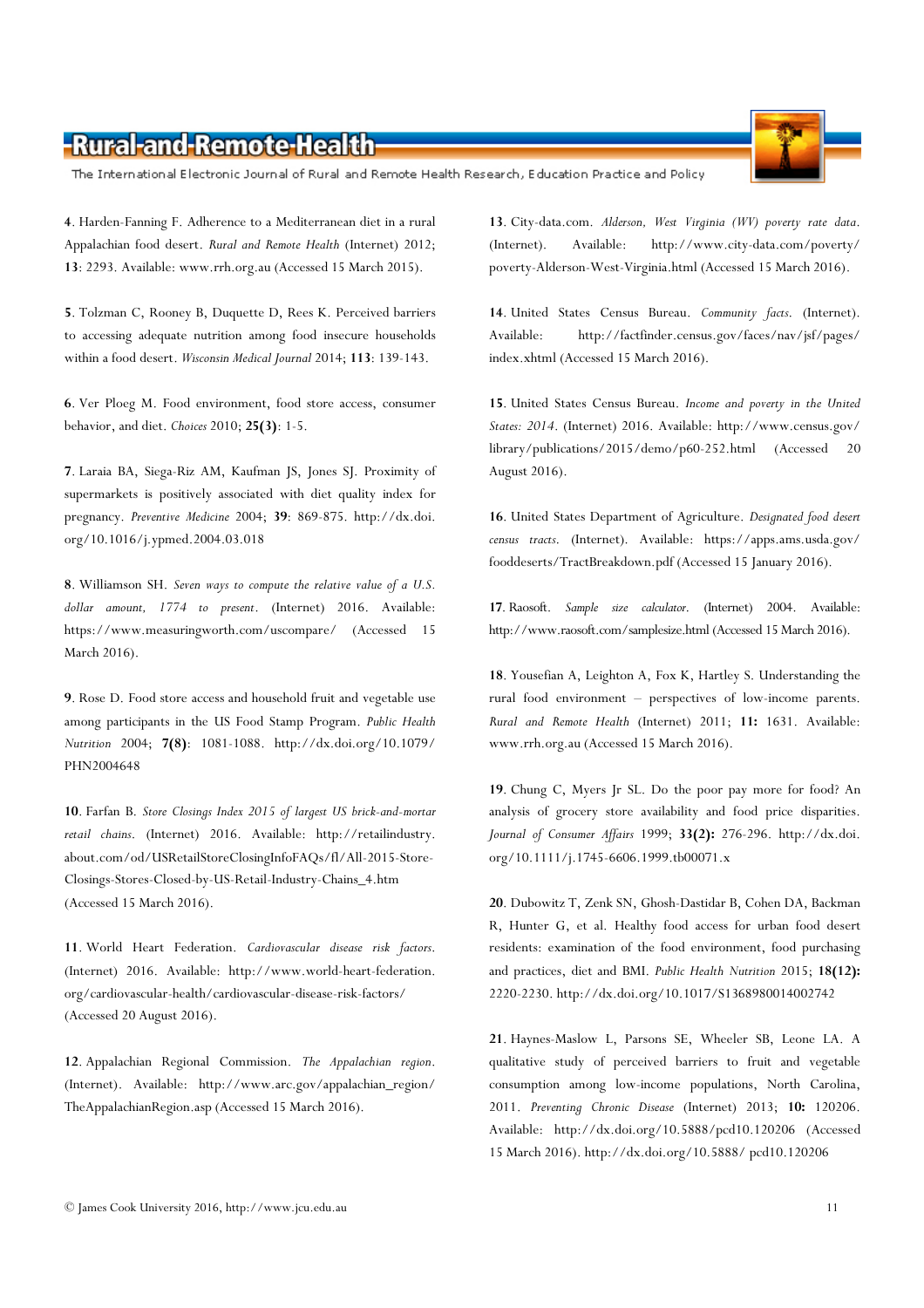**4**. Harden-Fanning F. Adherence to a Mediterranean diet in a rural Appalachian food desert. *Rural and Remote Health* (Internet) 2012; **13**: 2293. Available: www.rrh.org.au (Accessed 15 March 2015).

**5**. Tolzman C, Rooney B, Duquette D, Rees K. Perceived barriers to accessing adequate nutrition among food insecure households within a food desert. *Wisconsin Medical Journal* 2014; **113**: 139-143.

**6**. Ver Ploeg M. Food environment, food store access, consumer behavior, and diet. *Choices* 2010; **25(3)**: 1-5.

**7**. Laraia BA, Siega-Riz AM, Kaufman JS, Jones SJ. Proximity of supermarkets is positively associated with diet quality index for pregnancy. *Preventive Medicine* 2004; **39**: 869-875. http://dx.doi.org/10.1016/j.ypmed.2004.03.018

**8**. Williamson SH. *Seven ways to compute the relative value of a U.S. dollar amount, 1774 to present*. (Internet) 2016. Available: https://www.measuringworth.com/uscompare/ (Accessed 15 March 2016).

**9**. Rose D. Food store access and household fruit and vegetable use among participants in the US Food Stamp Program. *Public Health Nutrition* 2004; **7(8)**: 1081-1088. http://dx.doi.org/10.1079/PHN2004648

**10**. Farfan B. *Store Closings Index 2015 of largest US brick-and-mortar retail chains*. (Internet) 2016. Available: http://retailindustry.about.com/od/USRetailStoreClosingInfoFAQs/fl/All-2015-Store-Closings-Stores-Closed-by-US-Retail-Industry-Chains_4.htm (Accessed 15 March 2016).

**11**. World Heart Federation. *Cardiovascular disease risk factors*. (Internet) 2016. Available: http://www.world-heart-federation.org/cardiovascular-health/cardiovascular-disease-risk-factors/ (Accessed 20 August 2016).

**12**. Appalachian Regional Commission. *The Appalachian region*. (Internet). Available: http://www.arc.gov/appalachian_region/TheAppalachianRegion.asp (Accessed 15 March 2016).

**13**. City-data.com. *Alderson, West Virginia (WV) poverty rate data*. (Internet). Available: http://www.city-data.com/poverty/poverty-Alderson-West-Virginia.html (Accessed 15 March 2016).

**14**. United States Census Bureau. *Community facts*. (Internet). Available: http://factfinder.census.gov/faces/nav/jsf/pages/index.xhtml (Accessed 15 March 2016).

**15**. United States Census Bureau. *Income and poverty in the United States: 2014*. (Internet) 2016. Available: http://www.census.gov/library/publications/2015/demo/p60-252.html (Accessed 20 August 2016).

**16**. United States Department of Agriculture. *Designated food desert census tracts*. (Internet). Available: https://apps.ams.usda.gov/fooddeserts/TractBreakdown.pdf (Accessed 15 January 2016).

**17**. Raosoft. *Sample size calculator*. (Internet) 2004. Available: http://www.raosoft.com/samplesize.html (Accessed 15 March 2016).

**18**. Yousefian A, Leighton A, Fox K, Hartley S. Understanding the rural food environment – perspectives of low-income parents. *Rural and Remote Health* (Internet) 2011; **11:** 1631. Available: www.rrh.org.au (Accessed 15 March 2016).

**19**. Chung C, Myers Jr SL. Do the poor pay more for food? An analysis of grocery store availability and food price disparities. *Journal of Consumer Affairs* 1999; **33(2):** 276-296. http://dx.doi.org/10.1111/j.1745-6606.1999.tb00071.x

**20**. Dubowitz T, Zenk SN, Ghosh-Dastidar B, Cohen DA, Backman R, Hunter G, et al. Healthy food access for urban food desert residents: examination of the food environment, food purchasing and practices, diet and BMI. *Public Health Nutrition* 2015; **18(12):** 2220-2230. http://dx.doi.org/10.1017/S1368980014002742

**21**. Haynes-Maslow L, Parsons SE, Wheeler SB, Leone LA. A qualitative study of perceived barriers to fruit and vegetable consumption among low-income populations, North Carolina, 2011. *Preventing Chronic Disease* (Internet) 2013; **10:** 120206. Available: http://dx.doi.org/10.5888/pcd10.120206 (Accessed 15 March 2016). http://dx.doi.org/10.5888/ pcd10.120206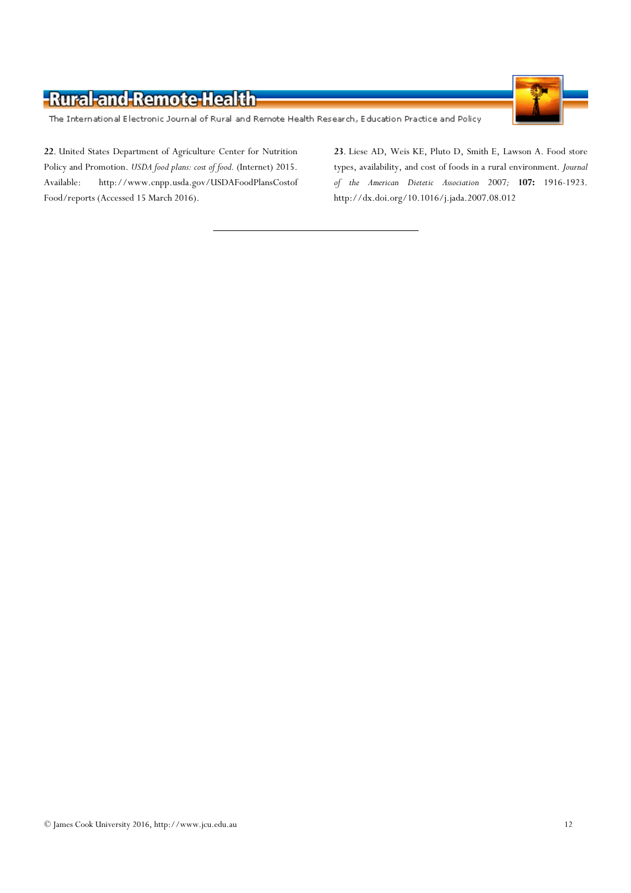**22**. United States Department of Agriculture Center for Nutrition Policy and Promotion. *USDA food plans: cost of food.* (Internet) 2015. Available: http://www.cnpp.usda.gov/USDAFoodPlansCostofFood/reports (Accessed 15 March 2016).

**23**. Liese AD, Weis KE, Pluto D, Smith E, Lawson A. Food store types, availability, and cost of foods in a rural environment. *Journal of the American Dietetic Association* 2007; **107:** 1916-1923. http://dx.doi.org/10.1016/j.jada.2007.08.012

---

© James Cook University 2016, http://www.jcu.edu.au